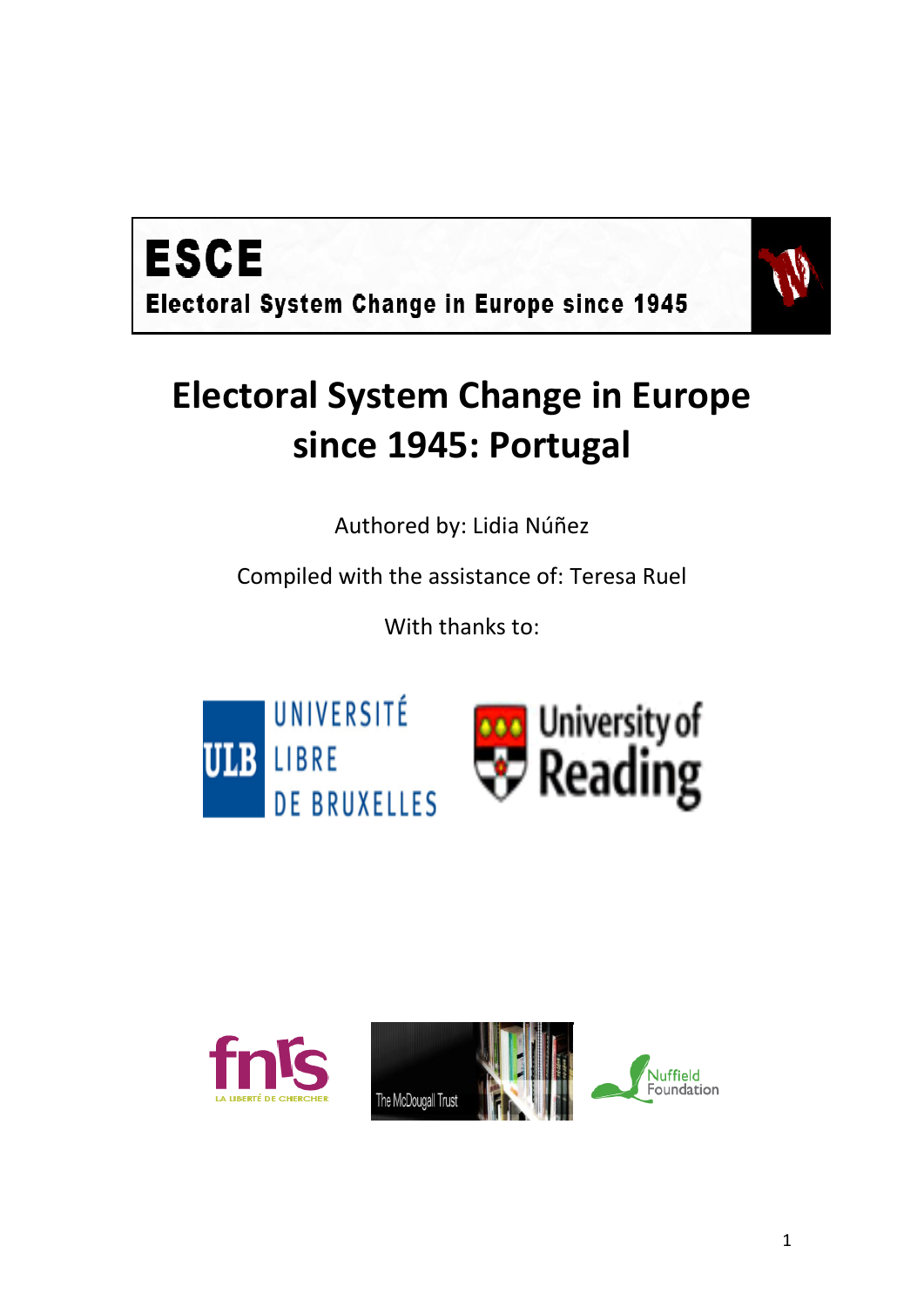**ESCE**

**Electoral System Change in Europe since 1945**

# Electoral System Change in Europe since 1945: Portugal

Authored by: Lidia Núñez

Compiled with the assistance of: Teresa Ruel

With thanks to:

UNIVERSITÉ LIBRE DE BRUXELLES

University of Reading

fnrs LA LIBERTÉ DE CHERCHER

The McDougall Trust

Nuffield Foundation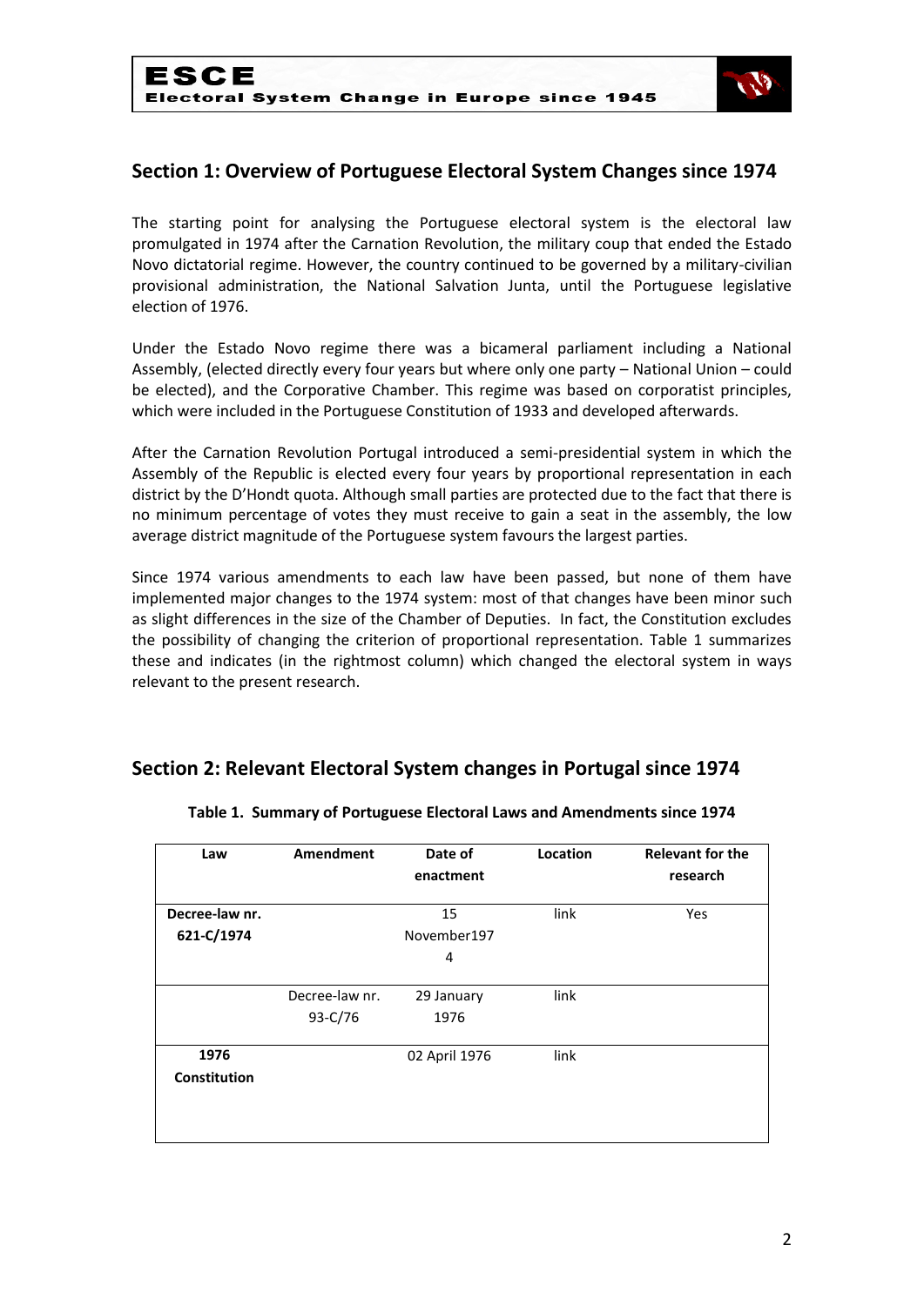## Section 1: Overview of Portuguese Electoral System Changes since 1974

The starting point for analysing the Portuguese electoral system is the electoral law promulgated in 1974 after the Carnation Revolution, the military coup that ended the Estado Novo dictatorial regime. However, the country continued to be governed by a military-civilian provisional administration, the National Salvation Junta, until the Portuguese legislative election of 1976.

Under the Estado Novo regime there was a bicameral parliament including a National Assembly, (elected directly every four years but where only one party – National Union – could be elected), and the Corporative Chamber. This regime was based on corporatist principles, which were included in the Portuguese Constitution of 1933 and developed afterwards.

After the Carnation Revolution Portugal introduced a semi-presidential system in which the Assembly of the Republic is elected every four years by proportional representation in each district by the D'Hondt quota. Although small parties are protected due to the fact that there is no minimum percentage of votes they must receive to gain a seat in the assembly, the low average district magnitude of the Portuguese system favours the largest parties.

Since 1974 various amendments to each law have been passed, but none of them have implemented major changes to the 1974 system: most of that changes have been minor such as slight differences in the size of the Chamber of Deputies. In fact, the Constitution excludes the possibility of changing the criterion of proportional representation. Table 1 summarizes these and indicates (in the rightmost column) which changed the electoral system in ways relevant to the present research.

## Section 2: Relevant Electoral System changes in Portugal since 1974

**Table 1. Summary of Portuguese Electoral Laws and Amendments since 1974**

| Law | Amendment | Date of enactment | Location | Relevant for the research |
|---|---|---|---|---|
| **Decree-law nr. 621-C/1974** | | 15 November1974 | link | Yes |
| | Decree-law nr. 93-C/76 | 29 January 1976 | link | |
| **1976 Constitution** | | 02 April 1976 | link | |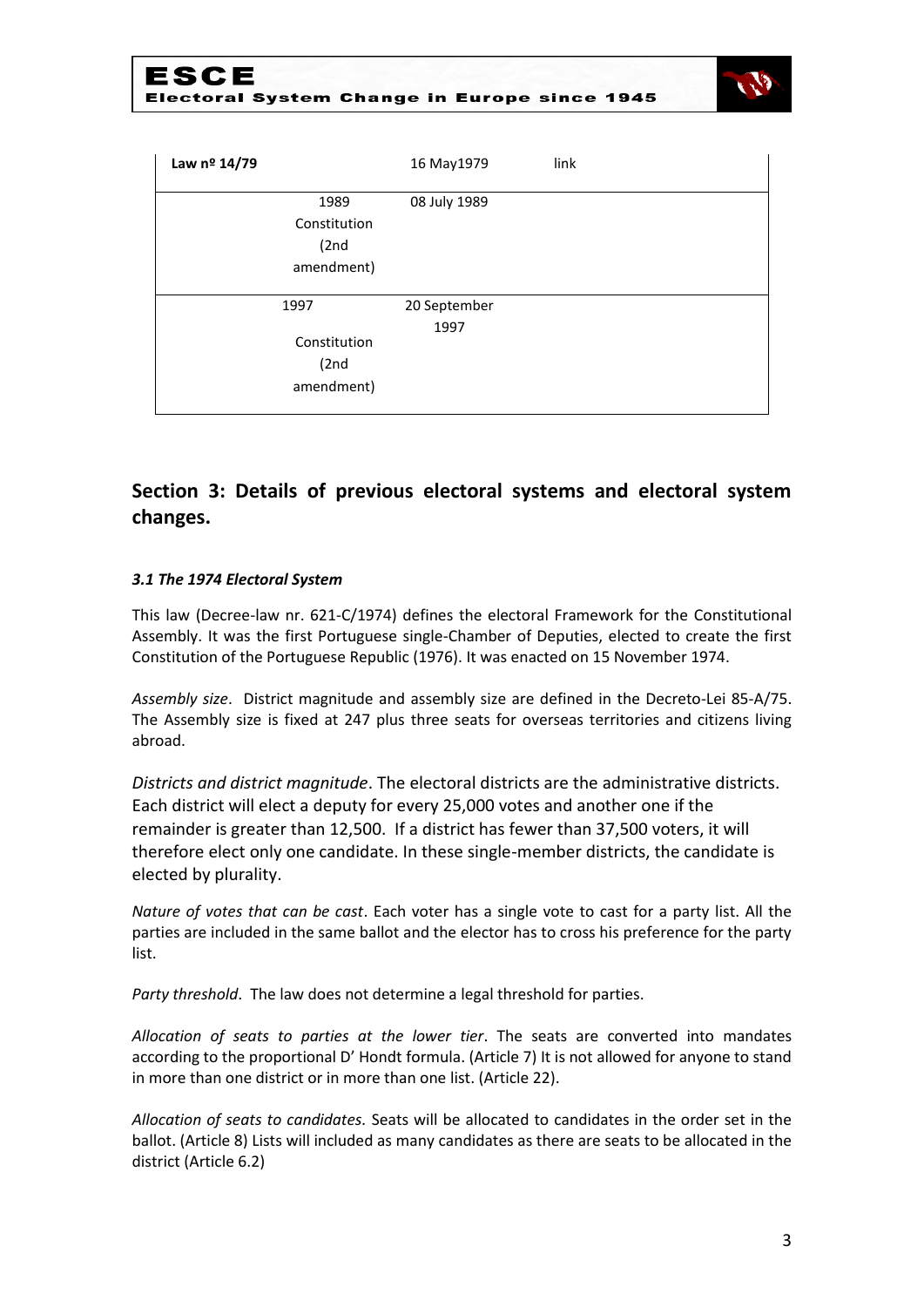| | | | |
|---|---|---|---|
| **Law nº 14/79** | 16 May1979 | link | |
| 1989 Constitution (2nd amendment) | 08 July 1989 | | |
| 1997 Constitution (2nd amendment) | 20 September 1997 | | |

## Section 3: Details of previous electoral systems and electoral system changes.

### *3.1 The 1974 Electoral System*

This law (Decree-law nr. 621-C/1974) defines the electoral Framework for the Constitutional Assembly. It was the first Portuguese single-Chamber of Deputies, elected to create the first Constitution of the Portuguese Republic (1976). It was enacted on 15 November 1974.

*Assembly size*. District magnitude and assembly size are defined in the Decreto-Lei 85-A/75. The Assembly size is fixed at 247 plus three seats for overseas territories and citizens living abroad.

*Districts and district magnitude*. The electoral districts are the administrative districts. Each district will elect a deputy for every 25,000 votes and another one if the remainder is greater than 12,500. If a district has fewer than 37,500 voters, it will therefore elect only one candidate. In these single-member districts, the candidate is elected by plurality.

*Nature of votes that can be cast*. Each voter has a single vote to cast for a party list. All the parties are included in the same ballot and the elector has to cross his preference for the party list.

*Party threshold*. The law does not determine a legal threshold for parties.

*Allocation of seats to parties at the lower tier*. The seats are converted into mandates according to the proportional D' Hondt formula. (Article 7) It is not allowed for anyone to stand in more than one district or in more than one list. (Article 22).

*Allocation of seats to candidates.* Seats will be allocated to candidates in the order set in the ballot. (Article 8) Lists will included as many candidates as there are seats to be allocated in the district (Article 6.2)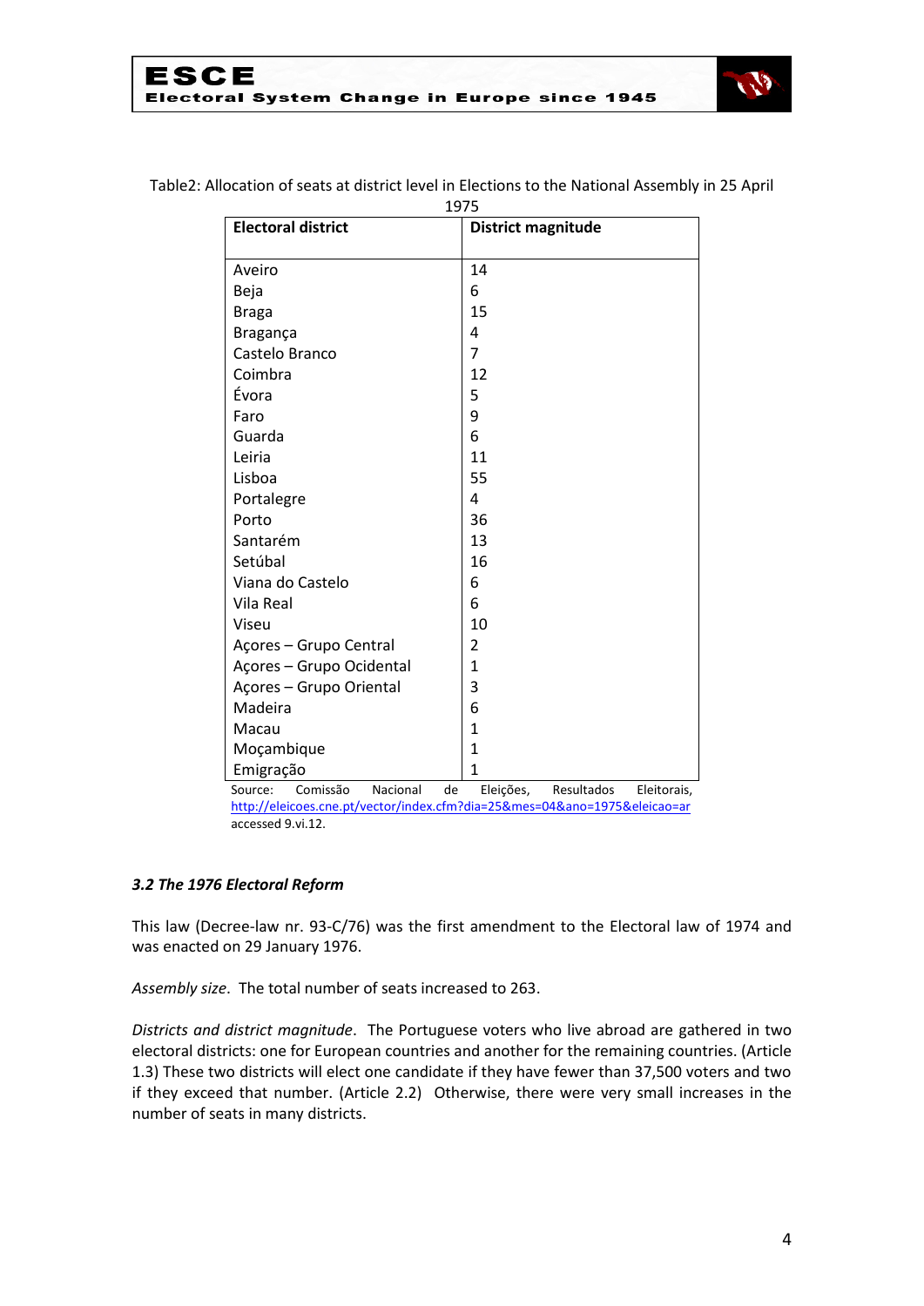Table2: Allocation of seats at district level in Elections to the National Assembly in 25 April 1975

| Electoral district | District magnitude |
|---|---|
| Aveiro | 14 |
| Beja | 6 |
| Braga | 15 |
| Bragança | 4 |
| Castelo Branco | 7 |
| Coimbra | 12 |
| Évora | 5 |
| Faro | 9 |
| Guarda | 6 |
| Leiria | 11 |
| Lisboa | 55 |
| Portalegre | 4 |
| Porto | 36 |
| Santarém | 13 |
| Setúbal | 16 |
| Viana do Castelo | 6 |
| Vila Real | 6 |
| Viseu | 10 |
| Açores – Grupo Central | 2 |
| Açores – Grupo Ocidental | 1 |
| Açores – Grupo Oriental | 3 |
| Madeira | 6 |
| Macau | 1 |
| Moçambique | 1 |
| Emigração | 1 |

Source: Comissão Nacional de Eleições, Resultados Eleitorais, http://eleicoes.cne.pt/vector/index.cfm?dia=25&mes=04&ano=1975&eleicao=ar accessed 9.vi.12.

### *3.2 The 1976 Electoral Reform*

This law (Decree-law nr. 93-C/76) was the first amendment to the Electoral law of 1974 and was enacted on 29 January 1976.

*Assembly size*. The total number of seats increased to 263.

*Districts and district magnitude*. The Portuguese voters who live abroad are gathered in two electoral districts: one for European countries and another for the remaining countries. (Article 1.3) These two districts will elect one candidate if they have fewer than 37,500 voters and two if they exceed that number. (Article 2.2) Otherwise, there were very small increases in the number of seats in many districts.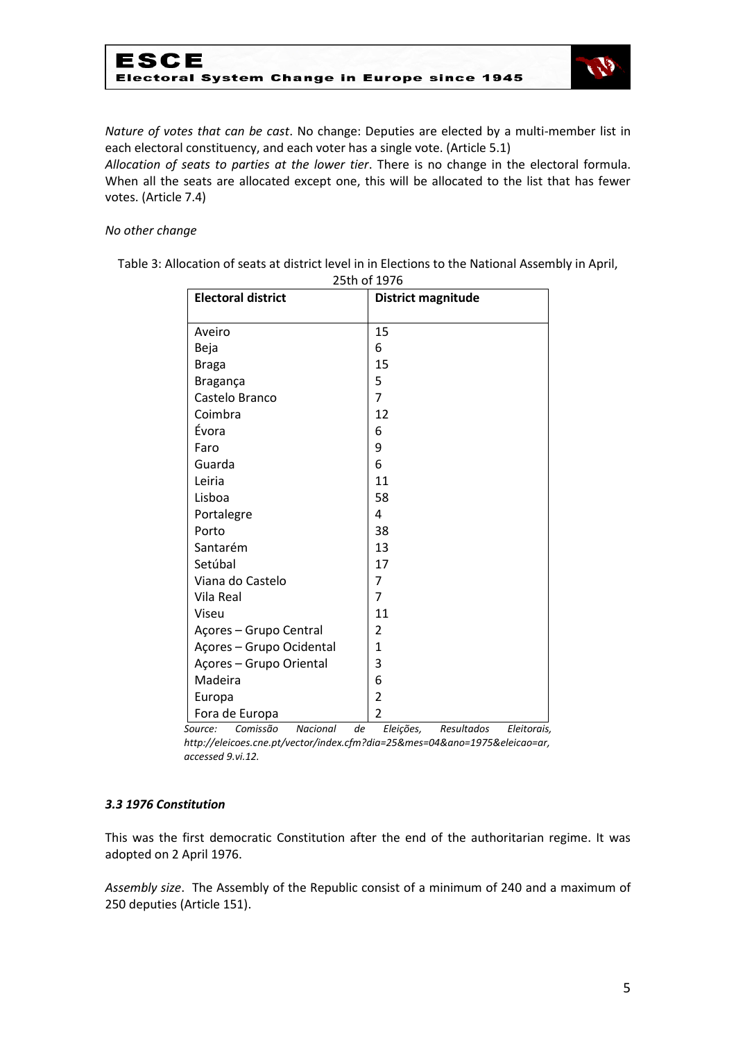*Nature of votes that can be cast*. No change: Deputies are elected by a multi-member list in each electoral constituency, and each voter has a single vote. (Article 5.1)
*Allocation of seats to parties at the lower tier*. There is no change in the electoral formula. When all the seats are allocated except one, this will be allocated to the list that has fewer votes. (Article 7.4)

*No other change*

Table 3: Allocation of seats at district level in in Elections to the National Assembly in April, 25th of 1976

| **Electoral district** | **District magnitude** |
|---|---|
| Aveiro | 15 |
| Beja | 6 |
| Braga | 15 |
| Bragança | 5 |
| Castelo Branco | 7 |
| Coimbra | 12 |
| Évora | 6 |
| Faro | 9 |
| Guarda | 6 |
| Leiria | 11 |
| Lisboa | 58 |
| Portalegre | 4 |
| Porto | 38 |
| Santarém | 13 |
| Setúbal | 17 |
| Viana do Castelo | 7 |
| Vila Real | 7 |
| Viseu | 11 |
| Açores – Grupo Central | 2 |
| Açores – Grupo Ocidental | 1 |
| Açores – Grupo Oriental | 3 |
| Madeira | 6 |
| Europa | 2 |
| Fora de Europa | 2 |

*Source: Comissão Nacional de Eleições, Resultados Eleitorais, http://eleicoes.cne.pt/vector/index.cfm?dia=25&mes=04&ano=1975&eleicao=ar, accessed 9.vi.12.*

### ***3.3 1976 Constitution***

This was the first democratic Constitution after the end of the authoritarian regime. It was adopted on 2 April 1976.

*Assembly size*. The Assembly of the Republic consist of a minimum of 240 and a maximum of 250 deputies (Article 151).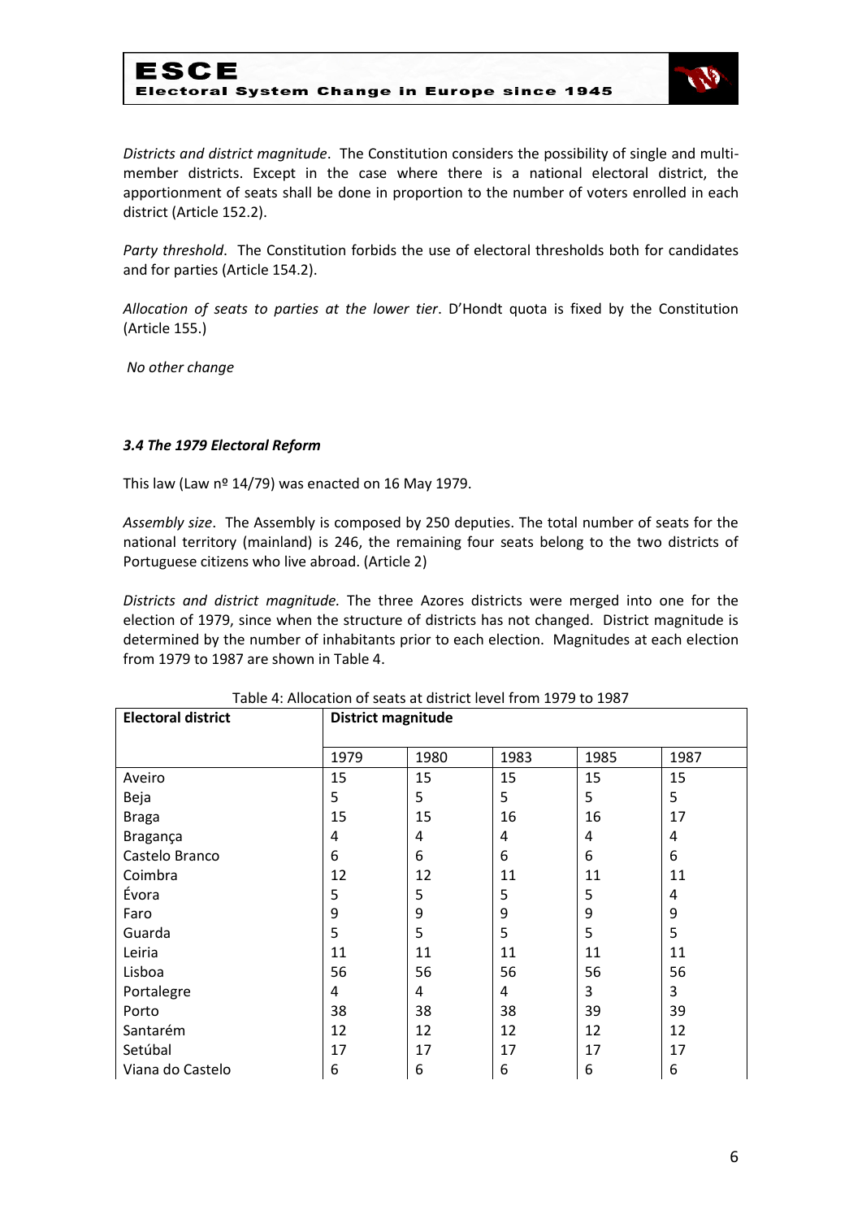*Districts and district magnitude*. The Constitution considers the possibility of single and multi-member districts. Except in the case where there is a national electoral district, the apportionment of seats shall be done in proportion to the number of voters enrolled in each district (Article 152.2).

*Party threshold*. The Constitution forbids the use of electoral thresholds both for candidates and for parties (Article 154.2).

*Allocation of seats to parties at the lower tier*. D'Hondt quota is fixed by the Constitution (Article 155.)

*No other change*

### *3.4 The 1979 Electoral Reform*

This law (Law nº 14/79) was enacted on 16 May 1979.

*Assembly size*. The Assembly is composed by 250 deputies. The total number of seats for the national territory (mainland) is 246, the remaining four seats belong to the two districts of Portuguese citizens who live abroad. (Article 2)

*Districts and district magnitude.* The three Azores districts were merged into one for the election of 1979, since when the structure of districts has not changed. District magnitude is determined by the number of inhabitants prior to each election. Magnitudes at each election from 1979 to 1987 are shown in Table 4.

Table 4: Allocation of seats at district level from 1979 to 1987

| **Electoral district** | **District magnitude** | | | | |
|---|---|---|---|---|---|
| | 1979 | 1980 | 1983 | 1985 | 1987 |
| Aveiro | 15 | 15 | 15 | 15 | 15 |
| Beja | 5 | 5 | 5 | 5 | 5 |
| Braga | 15 | 15 | 16 | 16 | 17 |
| Bragança | 4 | 4 | 4 | 4 | 4 |
| Castelo Branco | 6 | 6 | 6 | 6 | 6 |
| Coimbra | 12 | 12 | 11 | 11 | 11 |
| Évora | 5 | 5 | 5 | 5 | 4 |
| Faro | 9 | 9 | 9 | 9 | 9 |
| Guarda | 5 | 5 | 5 | 5 | 5 |
| Leiria | 11 | 11 | 11 | 11 | 11 |
| Lisboa | 56 | 56 | 56 | 56 | 56 |
| Portalegre | 4 | 4 | 4 | 3 | 3 |
| Porto | 38 | 38 | 38 | 39 | 39 |
| Santarém | 12 | 12 | 12 | 12 | 12 |
| Setúbal | 17 | 17 | 17 | 17 | 17 |
| Viana do Castelo | 6 | 6 | 6 | 6 | 6 |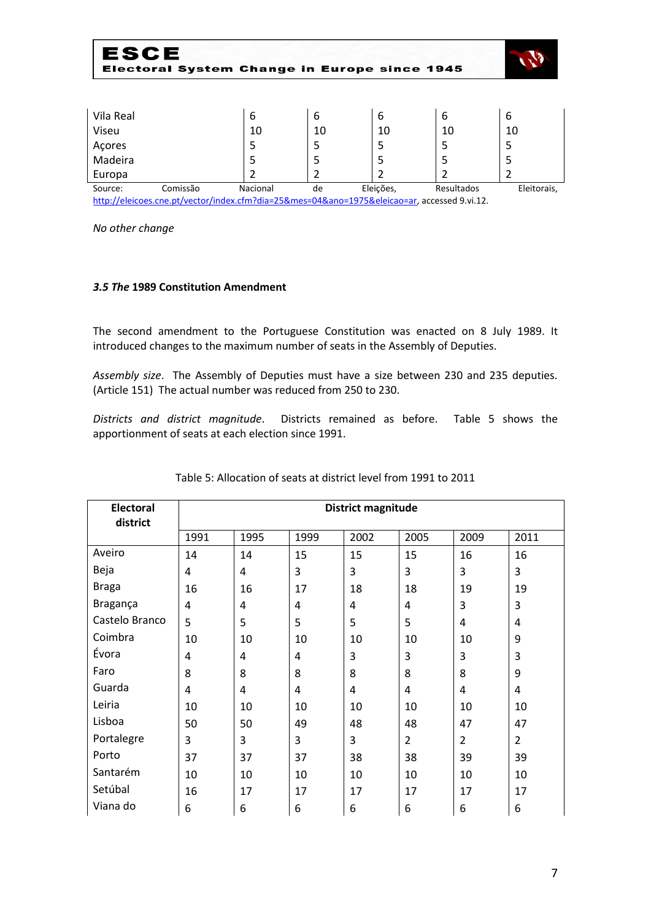| | | | | | |
|---|---|---|---|---|---|
| Vila Real | 6 | 6 | 6 | 6 | 6 |
| Viseu | 10 | 10 | 10 | 10 | 10 |
| Açores | 5 | 5 | 5 | 5 | 5 |
| Madeira | 5 | 5 | 5 | 5 | 5 |
| Europa | 2 | 2 | 2 | 2 | 2 |

Source: Comissão Nacional de Eleições, Resultados Eleitorais, http://eleicoes.cne.pt/vector/index.cfm?dia=25&mes=04&ano=1975&eleicao=ar, accessed 9.vi.12.

*No other change*

### *3.5 The* 1989 Constitution Amendment

The second amendment to the Portuguese Constitution was enacted on 8 July 1989. It introduced changes to the maximum number of seats in the Assembly of Deputies.

*Assembly size*. The Assembly of Deputies must have a size between 230 and 235 deputies. (Article 151) The actual number was reduced from 250 to 230.

*Districts and district magnitude*. Districts remained as before. Table 5 shows the apportionment of seats at each election since 1991.

Table 5: Allocation of seats at district level from 1991 to 2011

| Electoral district | District magnitude | | | | | | |
|---|---|---|---|---|---|---|---|
| | 1991 | 1995 | 1999 | 2002 | 2005 | 2009 | 2011 |
| Aveiro | 14 | 14 | 15 | 15 | 15 | 16 | 16 |
| Beja | 4 | 4 | 3 | 3 | 3 | 3 | 3 |
| Braga | 16 | 16 | 17 | 18 | 18 | 19 | 19 |
| Bragança | 4 | 4 | 4 | 4 | 4 | 3 | 3 |
| Castelo Branco | 5 | 5 | 5 | 5 | 5 | 4 | 4 |
| Coimbra | 10 | 10 | 10 | 10 | 10 | 10 | 9 |
| Évora | 4 | 4 | 4 | 3 | 3 | 3 | 3 |
| Faro | 8 | 8 | 8 | 8 | 8 | 8 | 9 |
| Guarda | 4 | 4 | 4 | 4 | 4 | 4 | 4 |
| Leiria | 10 | 10 | 10 | 10 | 10 | 10 | 10 |
| Lisboa | 50 | 50 | 49 | 48 | 48 | 47 | 47 |
| Portalegre | 3 | 3 | 3 | 3 | 2 | 2 | 2 |
| Porto | 37 | 37 | 37 | 38 | 38 | 39 | 39 |
| Santarém | 10 | 10 | 10 | 10 | 10 | 10 | 10 |
| Setúbal | 16 | 17 | 17 | 17 | 17 | 17 | 17 |
| Viana do | 6 | 6 | 6 | 6 | 6 | 6 | 6 |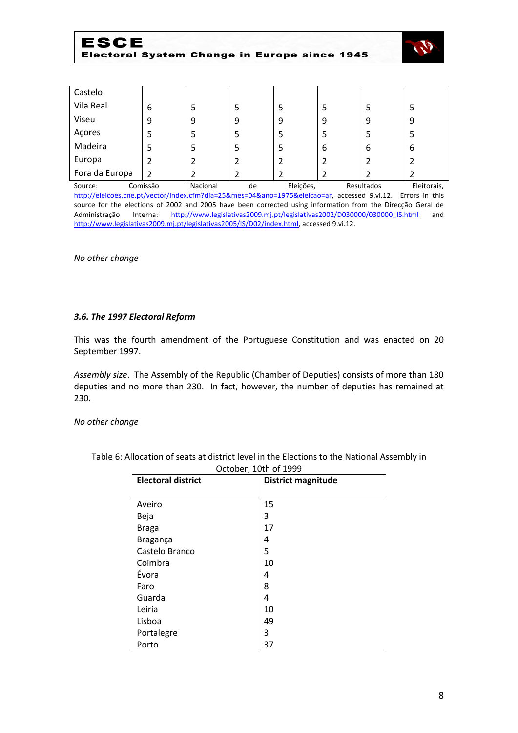| | | | | | | | |
|---|---|---|---|---|---|---|---|
| Castelo | | | | | | | |
| Vila Real | 6 | 5 | 5 | 5 | 5 | 5 | 5 |
| Viseu | 9 | 9 | 9 | 9 | 9 | 9 | 9 |
| Açores | 5 | 5 | 5 | 5 | 5 | 5 | 5 |
| Madeira | 5 | 5 | 5 | 5 | 6 | 6 | 6 |
| Europa | 2 | 2 | 2 | 2 | 2 | 2 | 2 |
| Fora da Europa | 2 | 2 | 2 | 2 | 2 | 2 | 2 |

Source: Comissão Nacional de Eleições, Resultados Eleitorais, http://eleicoes.cne.pt/vector/index.cfm?dia=25&mes=04&ano=1975&eleicao=ar, accessed 9.vi.12. Errors in this source for the elections of 2002 and 2005 have been corrected using information from the Direcção Geral de Administração Interna: http://www.legislativas2009.mj.pt/legislativas2002/D030000/030000_IS.html and http://www.legislativas2009.mj.pt/legislativas2005/IS/D02/index.html, accessed 9.vi.12.

*No other change*

### *3.6. The 1997 Electoral Reform*

This was the fourth amendment of the Portuguese Constitution and was enacted on 20 September 1997.

*Assembly size*. The Assembly of the Republic (Chamber of Deputies) consists of more than 180 deputies and no more than 230. In fact, however, the number of deputies has remained at 230.

*No other change*

Table 6: Allocation of seats at district level in the Elections to the National Assembly in October, 10th of 1999

| **Electoral district** | **District magnitude** |
|---|---|
| Aveiro | 15 |
| Beja | 3 |
| Braga | 17 |
| Bragança | 4 |
| Castelo Branco | 5 |
| Coimbra | 10 |
| Évora | 4 |
| Faro | 8 |
| Guarda | 4 |
| Leiria | 10 |
| Lisboa | 49 |
| Portalegre | 3 |
| Porto | 37 |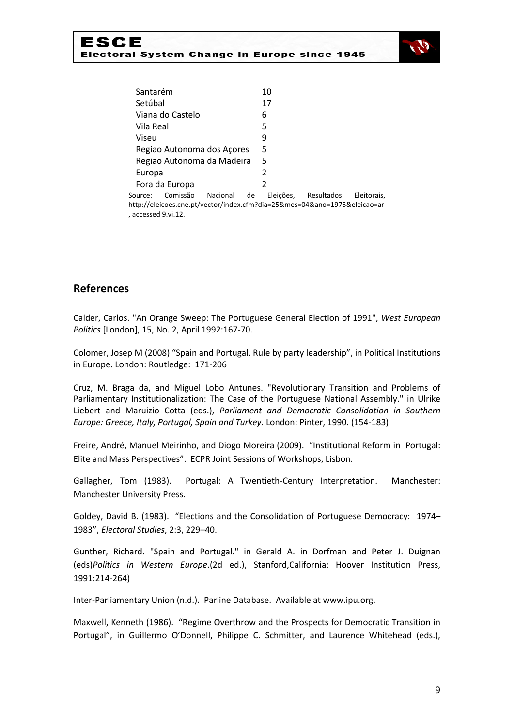| | |
|---|---|
| Santarém | 10 |
| Setúbal | 17 |
| Viana do Castelo | 6 |
| Vila Real | 5 |
| Viseu | 9 |
| Regiao Autonoma dos Açores | 5 |
| Regiao Autonoma da Madeira | 5 |
| Europa | 2 |
| Fora da Europa | 2 |

Source: Comissão Nacional de Eleições, Resultados Eleitorais, http://eleicoes.cne.pt/vector/index.cfm?dia=25&mes=04&ano=1975&eleicao=ar , accessed 9.vi.12.

## References

Calder, Carlos. "An Orange Sweep: The Portuguese General Election of 1991", *West European Politics* [London], 15, No. 2, April 1992:167-70.

Colomer, Josep M (2008) "Spain and Portugal. Rule by party leadership", in Political Institutions in Europe. London: Routledge: 171-206

Cruz, M. Braga da, and Miguel Lobo Antunes. "Revolutionary Transition and Problems of Parliamentary Institutionalization: The Case of the Portuguese National Assembly." in Ulrike Liebert and Maruizio Cotta (eds.), *Parliament and Democratic Consolidation in Southern Europe: Greece, Italy, Portugal, Spain and Turkey*. London: Pinter, 1990. (154-183)

Freire, André, Manuel Meirinho, and Diogo Moreira (2009). "Institutional Reform in Portugal: Elite and Mass Perspectives". ECPR Joint Sessions of Workshops, Lisbon.

Gallagher, Tom (1983). Portugal: A Twentieth-Century Interpretation. Manchester: Manchester University Press.

Goldey, David B. (1983). "Elections and the Consolidation of Portuguese Democracy: 1974–1983", *Electoral Studies*, 2:3, 229–40.

Gunther, Richard. "Spain and Portugal." in Gerald A. in Dorfman and Peter J. Duignan (eds)*Politics in Western Europe*.(2d ed.), Stanford,California: Hoover Institution Press, 1991:214-264)

Inter-Parliamentary Union (n.d.). Parline Database. Available at www.ipu.org.

Maxwell, Kenneth (1986). "Regime Overthrow and the Prospects for Democratic Transition in Portugal", in Guillermo O'Donnell, Philippe C. Schmitter, and Laurence Whitehead (eds.),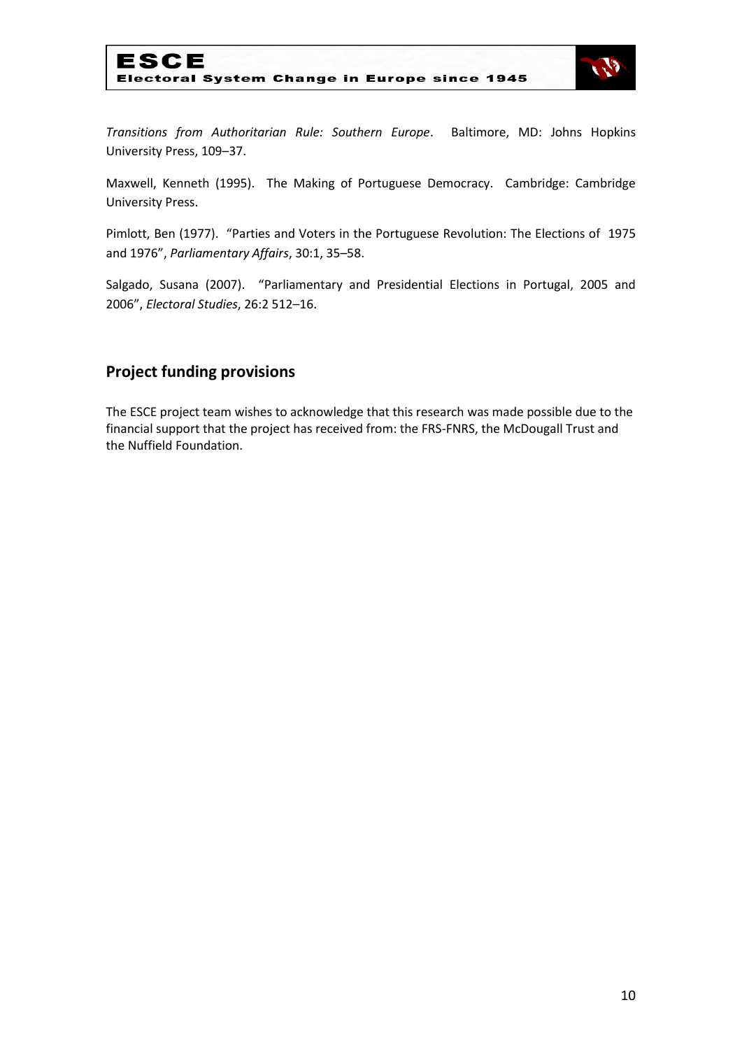*Transitions from Authoritarian Rule: Southern Europe*. Baltimore, MD: Johns Hopkins University Press, 109–37.

Maxwell, Kenneth (1995). The Making of Portuguese Democracy. Cambridge: Cambridge University Press.

Pimlott, Ben (1977). "Parties and Voters in the Portuguese Revolution: The Elections of 1975 and 1976", *Parliamentary Affairs*, 30:1, 35–58.

Salgado, Susana (2007). "Parliamentary and Presidential Elections in Portugal, 2005 and 2006", *Electoral Studies*, 26:2 512–16.

## Project funding provisions

The ESCE project team wishes to acknowledge that this research was made possible due to the financial support that the project has received from: the FRS-FNRS, the McDougall Trust and the Nuffield Foundation.